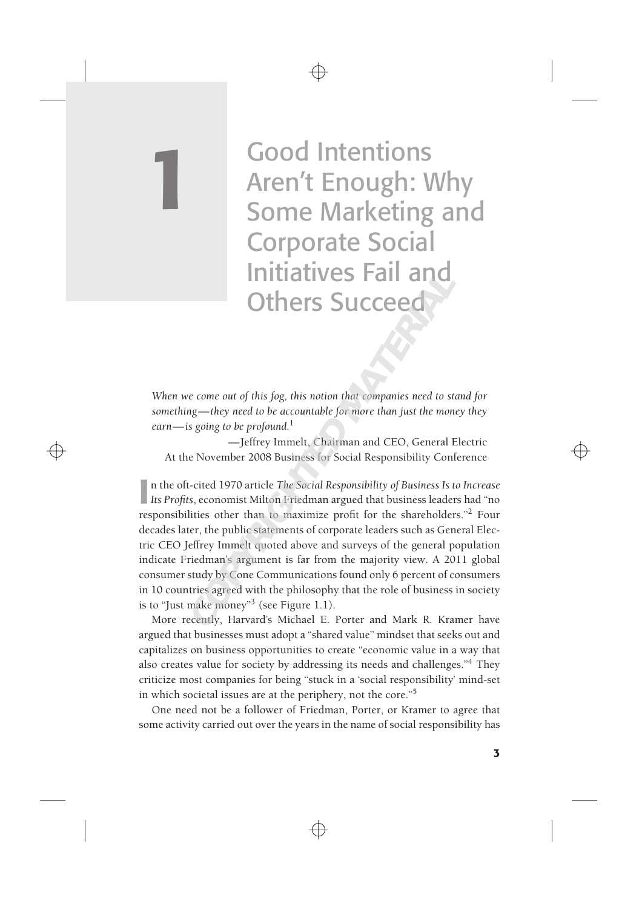# 1 Good Intentions Aren't Enough: Why Some Marketing and Corporate Social Initiatives Fail and Others Succeed

*When we come out of this fog, this notion that companies need to stand for something—they need to be accountable for more than just the money they earn—is going to be profound.*[1]

—Jeffrey Immelt, Chairman and CEO, General Electric
At the November 2008 Business for Social Responsibility Conference

In the oft-cited 1970 article *The Social Responsibility of Business Is to Increase Its Profits*, economist Milton Friedman argued that business leaders had "no responsibilities other than to maximize profit for the shareholders."[2] Four decades later, the public statements of corporate leaders such as General Electric CEO Jeffrey Immelt quoted above and surveys of the general population indicate Friedman's argument is far from the majority view. A 2011 global consumer study by Cone Communications found only 6 percent of consumers in 10 countries agreed with the philosophy that the role of business in society is to "Just make money"[3] (see Figure 1.1).

More recently, Harvard's Michael E. Porter and Mark R. Kramer have argued that businesses must adopt a "shared value" mindset that seeks out and capitalizes on business opportunities to create "economic value in a way that also creates value for society by addressing its needs and challenges."[4] They criticize most companies for being "stuck in a 'social responsibility' mind-set in which societal issues are at the periphery, not the core."[5]

One need not be a follower of Friedman, Porter, or Kramer to agree that some activity carried out over the years in the name of social responsibility has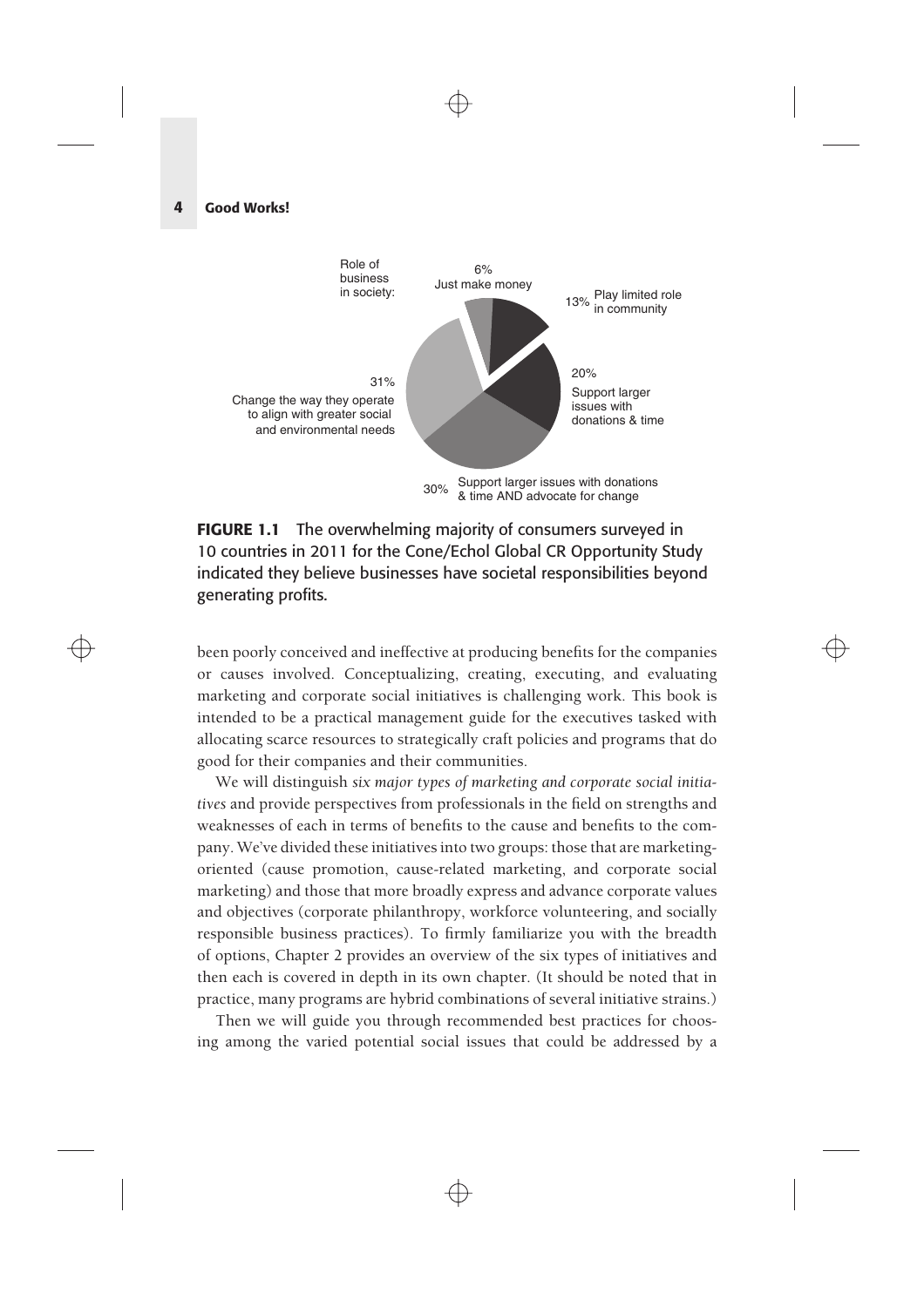Role of business in society:

- 6% Just make money
- 13% Play limited role in community
- 20% Support larger issues with donations & time
- 30% Support larger issues with donations & time AND advocate for change
- 31% Change the way they operate to align with greater social and environmental needs

**FIGURE 1.1** The overwhelming majority of consumers surveyed in 10 countries in 2011 for the Cone/Echol Global CR Opportunity Study indicated they believe businesses have societal responsibilities beyond generating profits.

been poorly conceived and ineffective at producing benefits for the companies or causes involved. Conceptualizing, creating, executing, and evaluating marketing and corporate social initiatives is challenging work. This book is intended to be a practical management guide for the executives tasked with allocating scarce resources to strategically craft policies and programs that do good for their companies and their communities.

We will distinguish *six major types of marketing and corporate social initiatives* and provide perspectives from professionals in the field on strengths and weaknesses of each in terms of benefits to the cause and benefits to the company. We've divided these initiatives into two groups: those that are marketing-oriented (cause promotion, cause-related marketing, and corporate social marketing) and those that more broadly express and advance corporate values and objectives (corporate philanthropy, workforce volunteering, and socially responsible business practices). To firmly familiarize you with the breadth of options, Chapter 2 provides an overview of the six types of initiatives and then each is covered in depth in its own chapter. (It should be noted that in practice, many programs are hybrid combinations of several initiative strains.)

Then we will guide you through recommended best practices for choosing among the varied potential social issues that could be addressed by a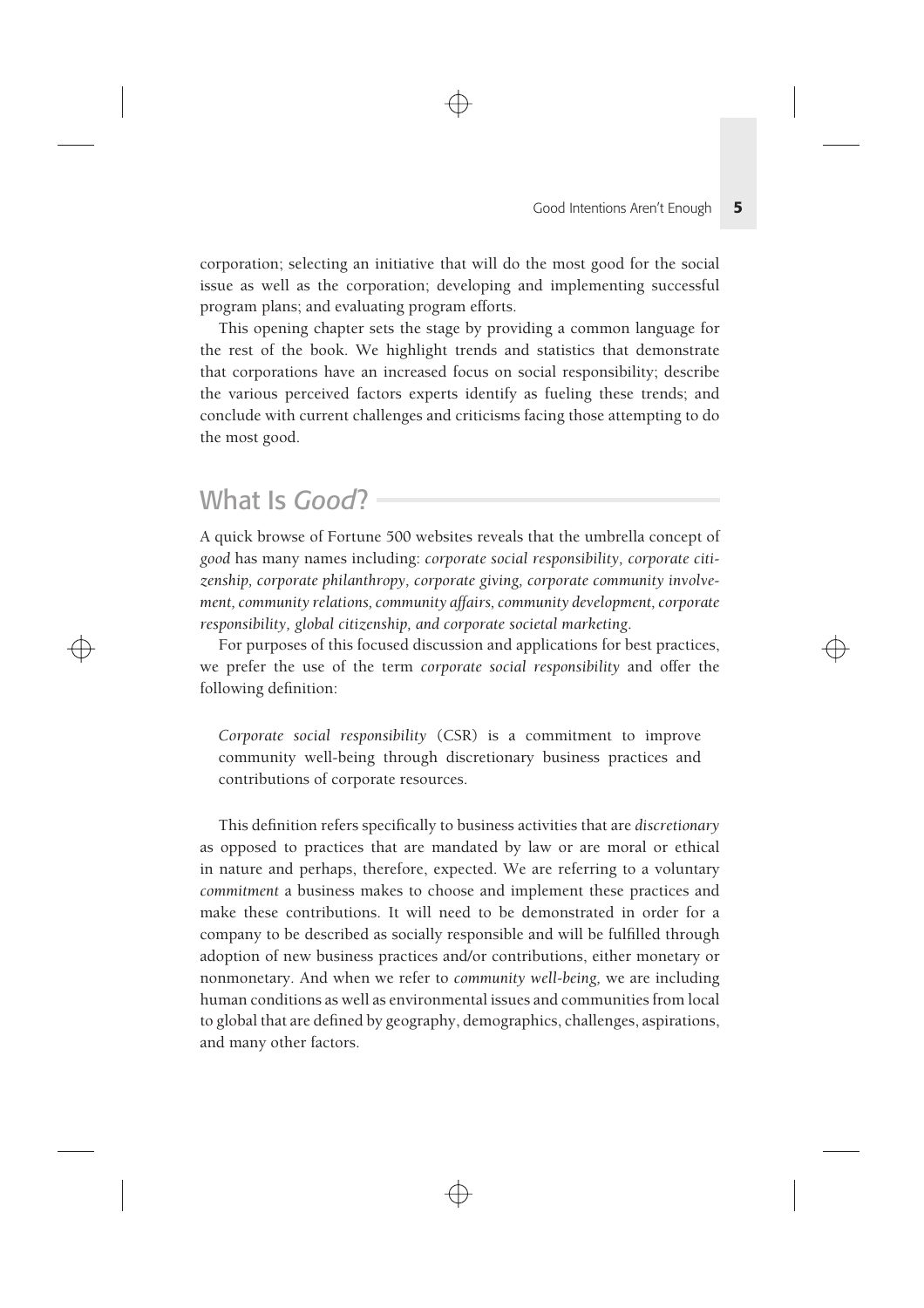corporation; selecting an initiative that will do the most good for the social issue as well as the corporation; developing and implementing successful program plans; and evaluating program efforts.

This opening chapter sets the stage by providing a common language for the rest of the book. We highlight trends and statistics that demonstrate that corporations have an increased focus on social responsibility; describe the various perceived factors experts identify as fueling these trends; and conclude with current challenges and criticisms facing those attempting to do the most good.

## What Is *Good*?

A quick browse of Fortune 500 websites reveals that the umbrella concept of *good* has many names including: *corporate social responsibility, corporate citizenship, corporate philanthropy, corporate giving, corporate community involvement, community relations, community affairs, community development, corporate responsibility, global citizenship, and corporate societal marketing.*

For purposes of this focused discussion and applications for best practices, we prefer the use of the term *corporate social responsibility* and offer the following definition:

> *Corporate social responsibility* (CSR) is a commitment to improve community well-being through discretionary business practices and contributions of corporate resources.

This definition refers specifically to business activities that are *discretionary* as opposed to practices that are mandated by law or are moral or ethical in nature and perhaps, therefore, expected. We are referring to a voluntary *commitment* a business makes to choose and implement these practices and make these contributions. It will need to be demonstrated in order for a company to be described as socially responsible and will be fulfilled through adoption of new business practices and/or contributions, either monetary or nonmonetary. And when we refer to *community well-being,* we are including human conditions as well as environmental issues and communities from local to global that are defined by geography, demographics, challenges, aspirations, and many other factors.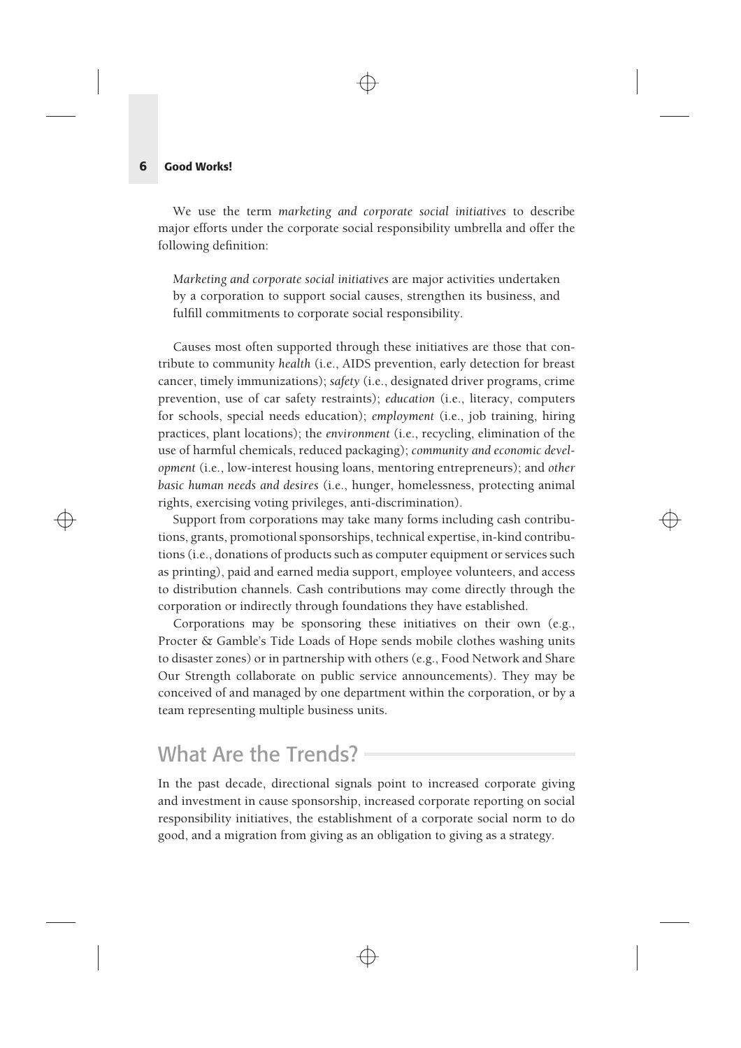We use the term *marketing and corporate social initiatives* to describe major efforts under the corporate social responsibility umbrella and offer the following definition:

> *Marketing and corporate social initiatives* are major activities undertaken by a corporation to support social causes, strengthen its business, and fulfill commitments to corporate social responsibility.

Causes most often supported through these initiatives are those that contribute to community *health* (i.e., AIDS prevention, early detection for breast cancer, timely immunizations); *safety* (i.e., designated driver programs, crime prevention, use of car safety restraints); *education* (i.e., literacy, computers for schools, special needs education); *employment* (i.e., job training, hiring practices, plant locations); the *environment* (i.e., recycling, elimination of the use of harmful chemicals, reduced packaging); *community and economic development* (i.e., low-interest housing loans, mentoring entrepreneurs); and *other basic human needs and desires* (i.e., hunger, homelessness, protecting animal rights, exercising voting privileges, anti-discrimination).

Support from corporations may take many forms including cash contributions, grants, promotional sponsorships, technical expertise, in-kind contributions (i.e., donations of products such as computer equipment or services such as printing), paid and earned media support, employee volunteers, and access to distribution channels. Cash contributions may come directly through the corporation or indirectly through foundations they have established.

Corporations may be sponsoring these initiatives on their own (e.g., Procter & Gamble's Tide Loads of Hope sends mobile clothes washing units to disaster zones) or in partnership with others (e.g., Food Network and Share Our Strength collaborate on public service announcements). They may be conceived of and managed by one department within the corporation, or by a team representing multiple business units.

## What Are the Trends?

In the past decade, directional signals point to increased corporate giving and investment in cause sponsorship, increased corporate reporting on social responsibility initiatives, the establishment of a corporate social norm to do good, and a migration from giving as an obligation to giving as a strategy.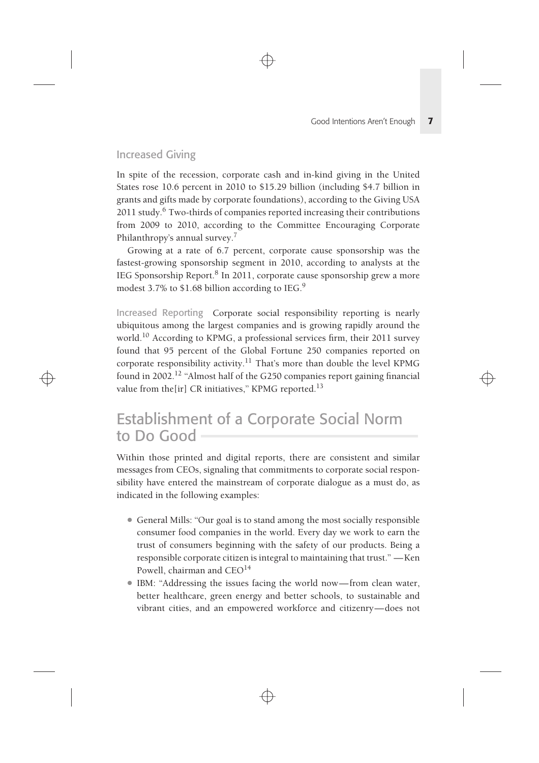### Increased Giving

In spite of the recession, corporate cash and in-kind giving in the United States rose 10.6 percent in 2010 to $15.29 billion (including $4.7 billion in grants and gifts made by corporate foundations), according to the Giving USA 2011 study.[6] Two-thirds of companies reported increasing their contributions from 2009 to 2010, according to the Committee Encouraging Corporate Philanthropy's annual survey.[7]

Growing at a rate of 6.7 percent, corporate cause sponsorship was the fastest-growing sponsorship segment in 2010, according to analysts at the IEG Sponsorship Report.[8] In 2011, corporate cause sponsorship grew a more modest 3.7% to $1.68 billion according to IEG.[9]

**Increased Reporting** Corporate social responsibility reporting is nearly ubiquitous among the largest companies and is growing rapidly around the world.[10] According to KPMG, a professional services firm, their 2011 survey found that 95 percent of the Global Fortune 250 companies reported on corporate responsibility activity.[11] That's more than double the level KPMG found in 2002.[12] "Almost half of the G250 companies report gaining financial value from the[ir] CR initiatives," KPMG reported.[13]

## Establishment of a Corporate Social Norm to Do Good

Within those printed and digital reports, there are consistent and similar messages from CEOs, signaling that commitments to corporate social responsibility have entered the mainstream of corporate dialogue as a must do, as indicated in the following examples:

- General Mills: "Our goal is to stand among the most socially responsible consumer food companies in the world. Every day we work to earn the trust of consumers beginning with the safety of our products. Being a responsible corporate citizen is integral to maintaining that trust." —Ken Powell, chairman and CEO[14]
- IBM: "Addressing the issues facing the world now—from clean water, better healthcare, green energy and better schools, to sustainable and vibrant cities, and an empowered workforce and citizenry—does not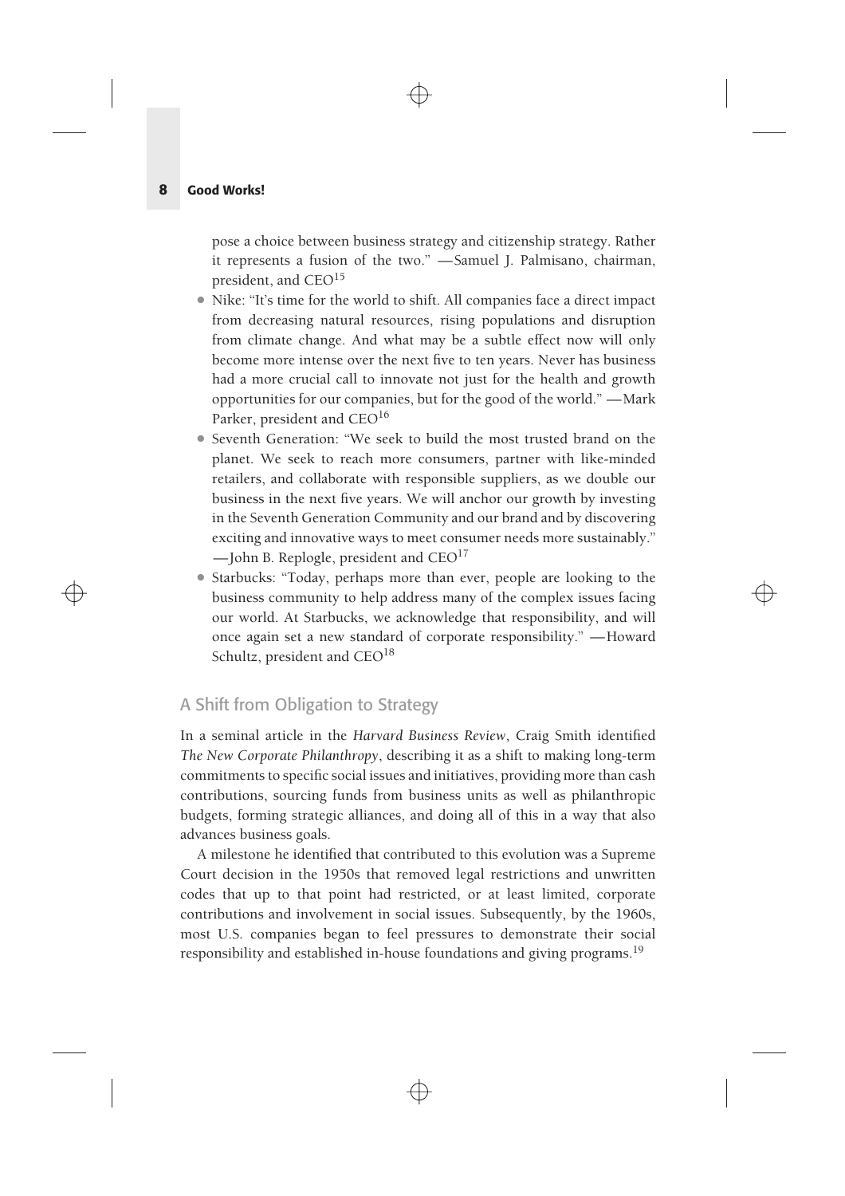pose a choice between business strategy and citizenship strategy. Rather it represents a fusion of the two." —Samuel J. Palmisano, chairman, president, and CEO[15]

- Nike: "It's time for the world to shift. All companies face a direct impact from decreasing natural resources, rising populations and disruption from climate change. And what may be a subtle effect now will only become more intense over the next five to ten years. Never has business had a more crucial call to innovate not just for the health and growth opportunities for our companies, but for the good of the world." —Mark Parker, president and CEO[16]
- Seventh Generation: "We seek to build the most trusted brand on the planet. We seek to reach more consumers, partner with like-minded retailers, and collaborate with responsible suppliers, as we double our business in the next five years. We will anchor our growth by investing in the Seventh Generation Community and our brand and by discovering exciting and innovative ways to meet consumer needs more sustainably." —John B. Replogle, president and CEO[17]
- Starbucks: "Today, perhaps more than ever, people are looking to the business community to help address many of the complex issues facing our world. At Starbucks, we acknowledge that responsibility, and will once again set a new standard of corporate responsibility." —Howard Schultz, president and CEO[18]

## A Shift from Obligation to Strategy

In a seminal article in the *Harvard Business Review*, Craig Smith identified *The New Corporate Philanthropy*, describing it as a shift to making long-term commitments to specific social issues and initiatives, providing more than cash contributions, sourcing funds from business units as well as philanthropic budgets, forming strategic alliances, and doing all of this in a way that also advances business goals.

A milestone he identified that contributed to this evolution was a Supreme Court decision in the 1950s that removed legal restrictions and unwritten codes that up to that point had restricted, or at least limited, corporate contributions and involvement in social issues. Subsequently, by the 1960s, most U.S. companies began to feel pressures to demonstrate their social responsibility and established in-house foundations and giving programs.[19]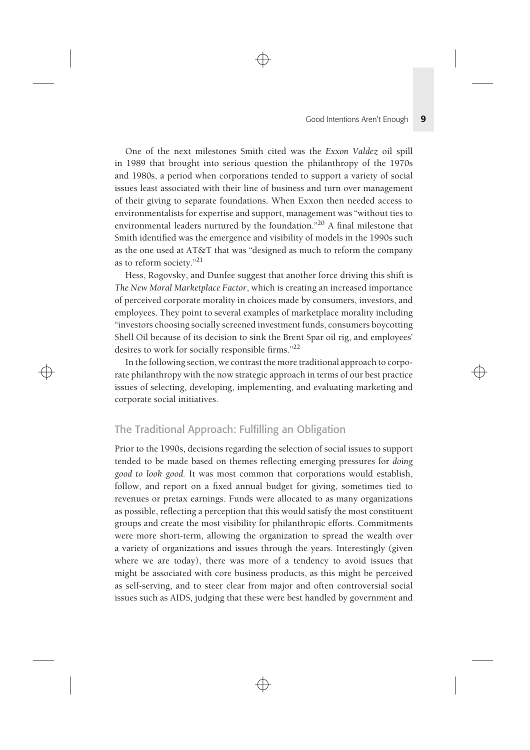One of the next milestones Smith cited was the *Exxon Valdez* oil spill in 1989 that brought into serious question the philanthropy of the 1970s and 1980s, a period when corporations tended to support a variety of social issues least associated with their line of business and turn over management of their giving to separate foundations. When Exxon then needed access to environmentalists for expertise and support, management was "without ties to environmental leaders nurtured by the foundation."[20] A final milestone that Smith identified was the emergence and visibility of models in the 1990s such as the one used at AT&T that was "designed as much to reform the company as to reform society."[21]

Hess, Rogovsky, and Dunfee suggest that another force driving this shift is *The New Moral Marketplace Factor*, which is creating an increased importance of perceived corporate morality in choices made by consumers, investors, and employees. They point to several examples of marketplace morality including "investors choosing socially screened investment funds, consumers boycotting Shell Oil because of its decision to sink the Brent Spar oil rig, and employees' desires to work for socially responsible firms."[22]

In the following section, we contrast the more traditional approach to corporate philanthropy with the now strategic approach in terms of our best practice issues of selecting, developing, implementing, and evaluating marketing and corporate social initiatives.

## The Traditional Approach: Fulfilling an Obligation

Prior to the 1990s, decisions regarding the selection of social issues to support tended to be made based on themes reflecting emerging pressures for *doing good to look good.* It was most common that corporations would establish, follow, and report on a fixed annual budget for giving, sometimes tied to revenues or pretax earnings. Funds were allocated to as many organizations as possible, reflecting a perception that this would satisfy the most constituent groups and create the most visibility for philanthropic efforts. Commitments were more short-term, allowing the organization to spread the wealth over a variety of organizations and issues through the years. Interestingly (given where we are today), there was more of a tendency to avoid issues that might be associated with core business products, as this might be perceived as self-serving, and to steer clear from major and often controversial social issues such as AIDS, judging that these were best handled by government and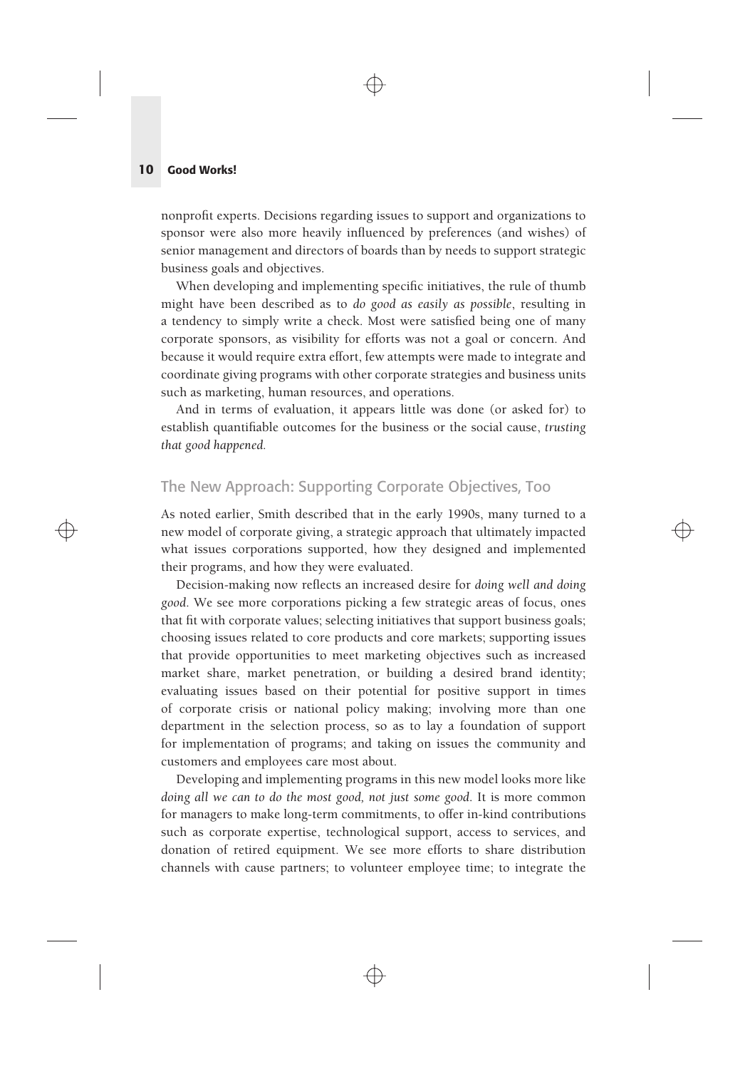nonprofit experts. Decisions regarding issues to support and organizations to sponsor were also more heavily influenced by preferences (and wishes) of senior management and directors of boards than by needs to support strategic business goals and objectives.

When developing and implementing specific initiatives, the rule of thumb might have been described as to *do good as easily as possible*, resulting in a tendency to simply write a check. Most were satisfied being one of many corporate sponsors, as visibility for efforts was not a goal or concern. And because it would require extra effort, few attempts were made to integrate and coordinate giving programs with other corporate strategies and business units such as marketing, human resources, and operations.

And in terms of evaluation, it appears little was done (or asked for) to establish quantifiable outcomes for the business or the social cause, *trusting that good happened.*

## The New Approach: Supporting Corporate Objectives, Too

As noted earlier, Smith described that in the early 1990s, many turned to a new model of corporate giving, a strategic approach that ultimately impacted what issues corporations supported, how they designed and implemented their programs, and how they were evaluated.

Decision-making now reflects an increased desire for *doing well and doing good*. We see more corporations picking a few strategic areas of focus, ones that fit with corporate values; selecting initiatives that support business goals; choosing issues related to core products and core markets; supporting issues that provide opportunities to meet marketing objectives such as increased market share, market penetration, or building a desired brand identity; evaluating issues based on their potential for positive support in times of corporate crisis or national policy making; involving more than one department in the selection process, so as to lay a foundation of support for implementation of programs; and taking on issues the community and customers and employees care most about.

Developing and implementing programs in this new model looks more like *doing all we can to do the most good, not just some good*. It is more common for managers to make long-term commitments, to offer in-kind contributions such as corporate expertise, technological support, access to services, and donation of retired equipment. We see more efforts to share distribution channels with cause partners; to volunteer employee time; to integrate the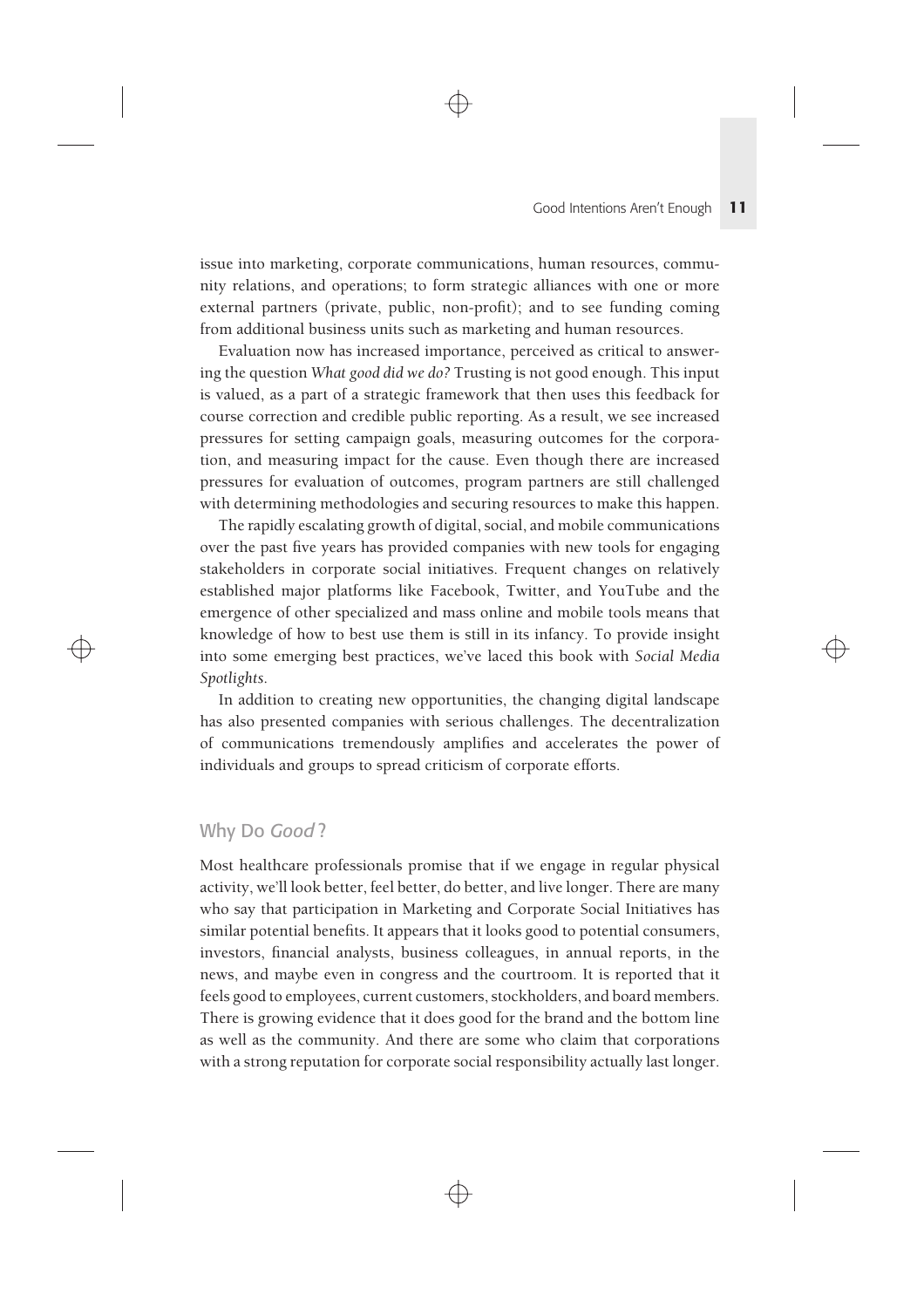issue into marketing, corporate communications, human resources, community relations, and operations; to form strategic alliances with one or more external partners (private, public, non-profit); and to see funding coming from additional business units such as marketing and human resources.

Evaluation now has increased importance, perceived as critical to answering the question *What good did we do?* Trusting is not good enough. This input is valued, as a part of a strategic framework that then uses this feedback for course correction and credible public reporting. As a result, we see increased pressures for setting campaign goals, measuring outcomes for the corporation, and measuring impact for the cause. Even though there are increased pressures for evaluation of outcomes, program partners are still challenged with determining methodologies and securing resources to make this happen.

The rapidly escalating growth of digital, social, and mobile communications over the past five years has provided companies with new tools for engaging stakeholders in corporate social initiatives. Frequent changes on relatively established major platforms like Facebook, Twitter, and YouTube and the emergence of other specialized and mass online and mobile tools means that knowledge of how to best use them is still in its infancy. To provide insight into some emerging best practices, we've laced this book with *Social Media Spotlights*.

In addition to creating new opportunities, the changing digital landscape has also presented companies with serious challenges. The decentralization of communications tremendously amplifies and accelerates the power of individuals and groups to spread criticism of corporate efforts.

## Why Do *Good*?

Most healthcare professionals promise that if we engage in regular physical activity, we'll look better, feel better, do better, and live longer. There are many who say that participation in Marketing and Corporate Social Initiatives has similar potential benefits. It appears that it looks good to potential consumers, investors, financial analysts, business colleagues, in annual reports, in the news, and maybe even in congress and the courtroom. It is reported that it feels good to employees, current customers, stockholders, and board members. There is growing evidence that it does good for the brand and the bottom line as well as the community. And there are some who claim that corporations with a strong reputation for corporate social responsibility actually last longer.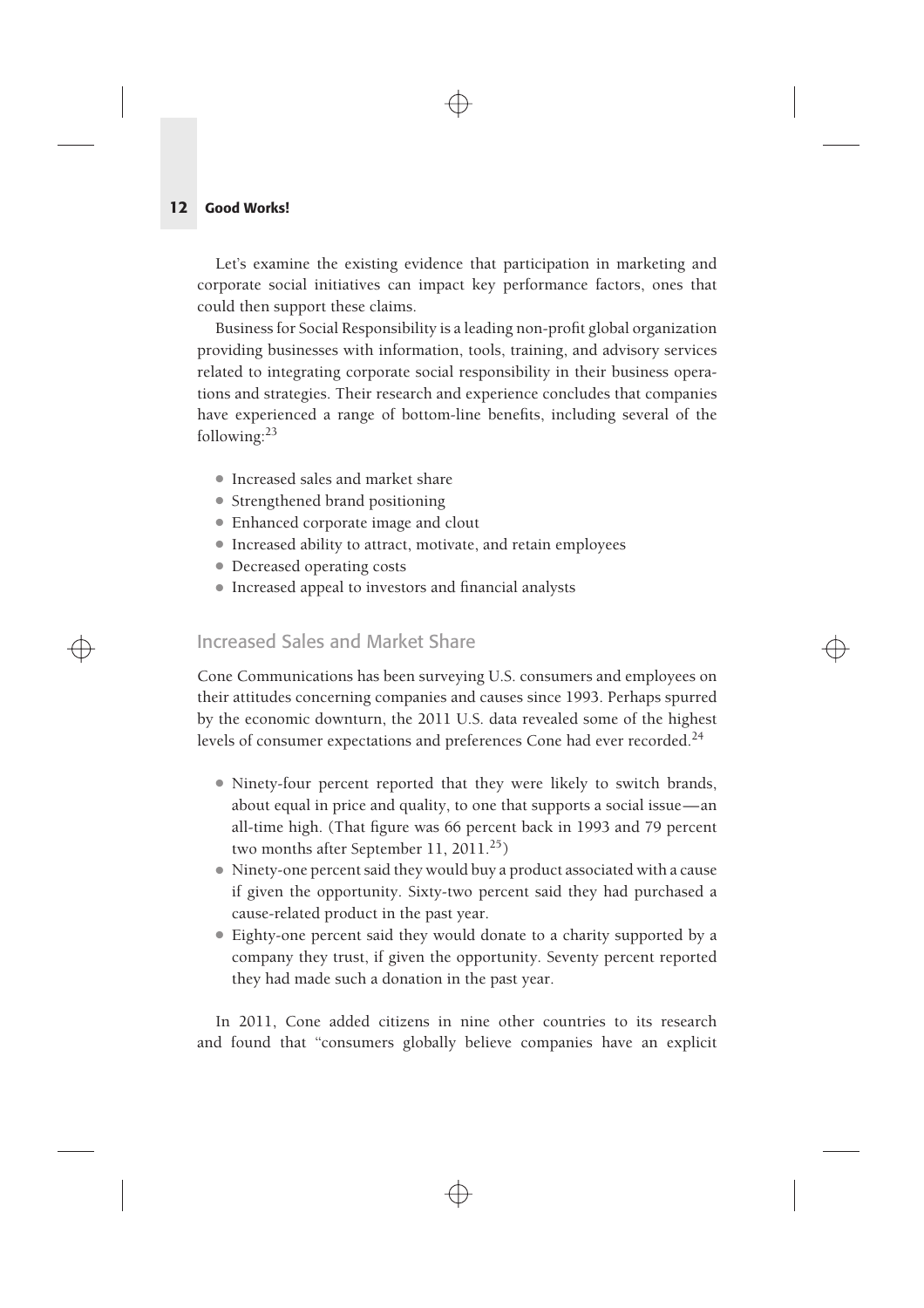Let's examine the existing evidence that participation in marketing and corporate social initiatives can impact key performance factors, ones that could then support these claims.

Business for Social Responsibility is a leading non-profit global organization providing businesses with information, tools, training, and advisory services related to integrating corporate social responsibility in their business operations and strategies. Their research and experience concludes that companies have experienced a range of bottom-line benefits, including several of the following:[23]

- Increased sales and market share
- Strengthened brand positioning
- Enhanced corporate image and clout
- Increased ability to attract, motivate, and retain employees
- Decreased operating costs
- Increased appeal to investors and financial analysts

## Increased Sales and Market Share

Cone Communications has been surveying U.S. consumers and employees on their attitudes concerning companies and causes since 1993. Perhaps spurred by the economic downturn, the 2011 U.S. data revealed some of the highest levels of consumer expectations and preferences Cone had ever recorded.[24]

- Ninety-four percent reported that they were likely to switch brands, about equal in price and quality, to one that supports a social issue—an all-time high. (That figure was 66 percent back in 1993 and 79 percent two months after September 11, 2011.[25])
- Ninety-one percent said they would buy a product associated with a cause if given the opportunity. Sixty-two percent said they had purchased a cause-related product in the past year.
- Eighty-one percent said they would donate to a charity supported by a company they trust, if given the opportunity. Seventy percent reported they had made such a donation in the past year.

In 2011, Cone added citizens in nine other countries to its research and found that "consumers globally believe companies have an explicit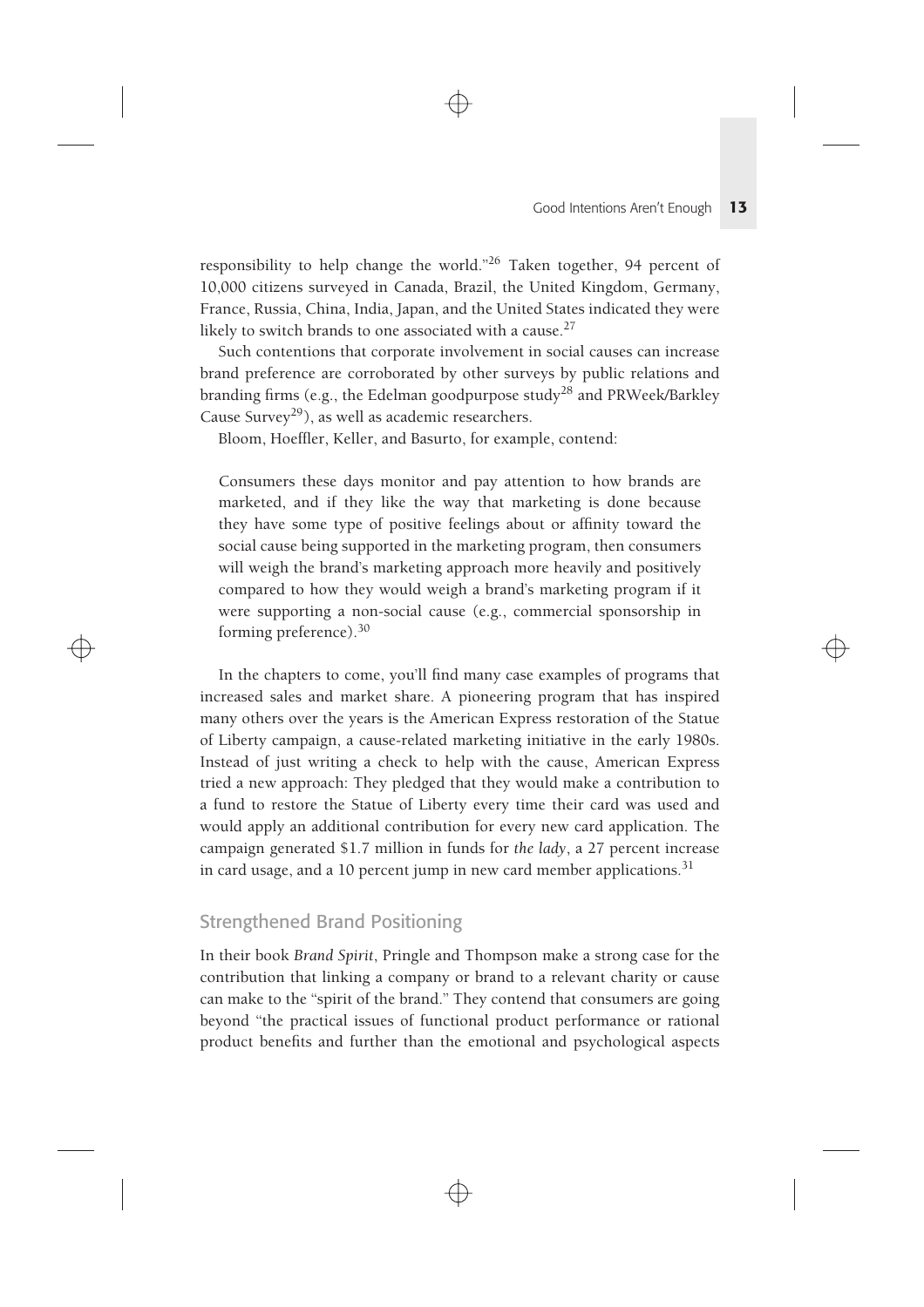responsibility to help change the world."[26] Taken together, 94 percent of 10,000 citizens surveyed in Canada, Brazil, the United Kingdom, Germany, France, Russia, China, India, Japan, and the United States indicated they were likely to switch brands to one associated with a cause.[27]

Such contentions that corporate involvement in social causes can increase brand preference are corroborated by other surveys by public relations and branding firms (e.g., the Edelman goodpurpose study[28] and PRWeek/Barkley Cause Survey[29]), as well as academic researchers.

Bloom, Hoeffler, Keller, and Basurto, for example, contend:

> Consumers these days monitor and pay attention to how brands are marketed, and if they like the way that marketing is done because they have some type of positive feelings about or affinity toward the social cause being supported in the marketing program, then consumers will weigh the brand's marketing approach more heavily and positively compared to how they would weigh a brand's marketing program if it were supporting a non-social cause (e.g., commercial sponsorship in forming preference).[30]

In the chapters to come, you'll find many case examples of programs that increased sales and market share. A pioneering program that has inspired many others over the years is the American Express restoration of the Statue of Liberty campaign, a cause-related marketing initiative in the early 1980s. Instead of just writing a check to help with the cause, American Express tried a new approach: They pledged that they would make a contribution to a fund to restore the Statue of Liberty every time their card was used and would apply an additional contribution for every new card application. The campaign generated $1.7 million in funds for *the lady*, a 27 percent increase in card usage, and a 10 percent jump in new card member applications.[31]

## Strengthened Brand Positioning

In their book *Brand Spirit*, Pringle and Thompson make a strong case for the contribution that linking a company or brand to a relevant charity or cause can make to the "spirit of the brand." They contend that consumers are going beyond "the practical issues of functional product performance or rational product benefits and further than the emotional and psychological aspects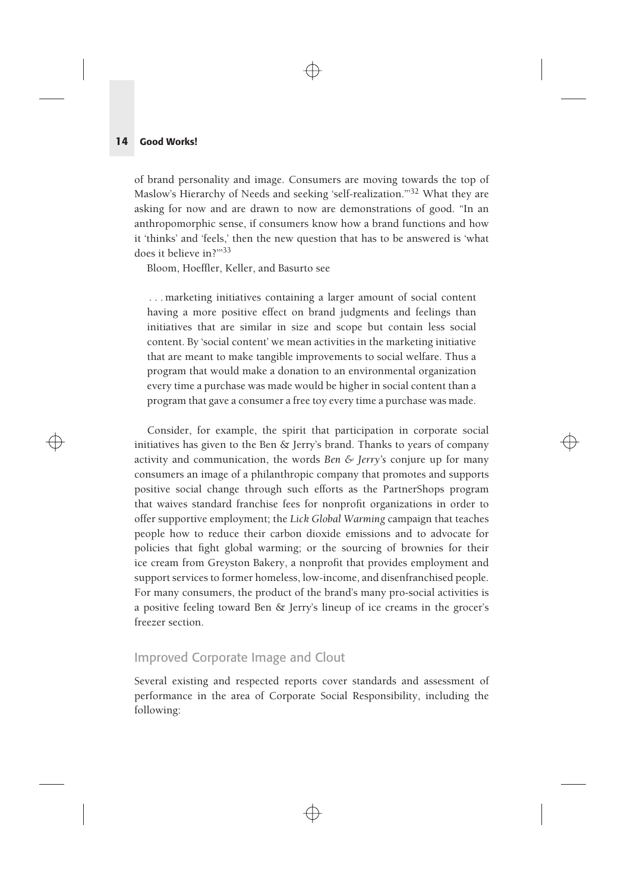of brand personality and image. Consumers are moving towards the top of Maslow's Hierarchy of Needs and seeking 'self-realization.'"[32] What they are asking for now and are drawn to now are demonstrations of good. "In an anthropomorphic sense, if consumers know how a brand functions and how it 'thinks' and 'feels,' then the new question that has to be answered is 'what does it believe in?'"[33]

Bloom, Hoeffler, Keller, and Basurto see

> . . . marketing initiatives containing a larger amount of social content having a more positive effect on brand judgments and feelings than initiatives that are similar in size and scope but contain less social content. By 'social content' we mean activities in the marketing initiative that are meant to make tangible improvements to social welfare. Thus a program that would make a donation to an environmental organization every time a purchase was made would be higher in social content than a program that gave a consumer a free toy every time a purchase was made.

Consider, for example, the spirit that participation in corporate social initiatives has given to the Ben & Jerry's brand. Thanks to years of company activity and communication, the words *Ben & Jerry's* conjure up for many consumers an image of a philanthropic company that promotes and supports positive social change through such efforts as the PartnerShops program that waives standard franchise fees for nonprofit organizations in order to offer supportive employment; the *Lick Global Warming* campaign that teaches people how to reduce their carbon dioxide emissions and to advocate for policies that fight global warming; or the sourcing of brownies for their ice cream from Greyston Bakery, a nonprofit that provides employment and support services to former homeless, low-income, and disenfranchised people. For many consumers, the product of the brand's many pro-social activities is a positive feeling toward Ben & Jerry's lineup of ice creams in the grocer's freezer section.

## Improved Corporate Image and Clout

Several existing and respected reports cover standards and assessment of performance in the area of Corporate Social Responsibility, including the following: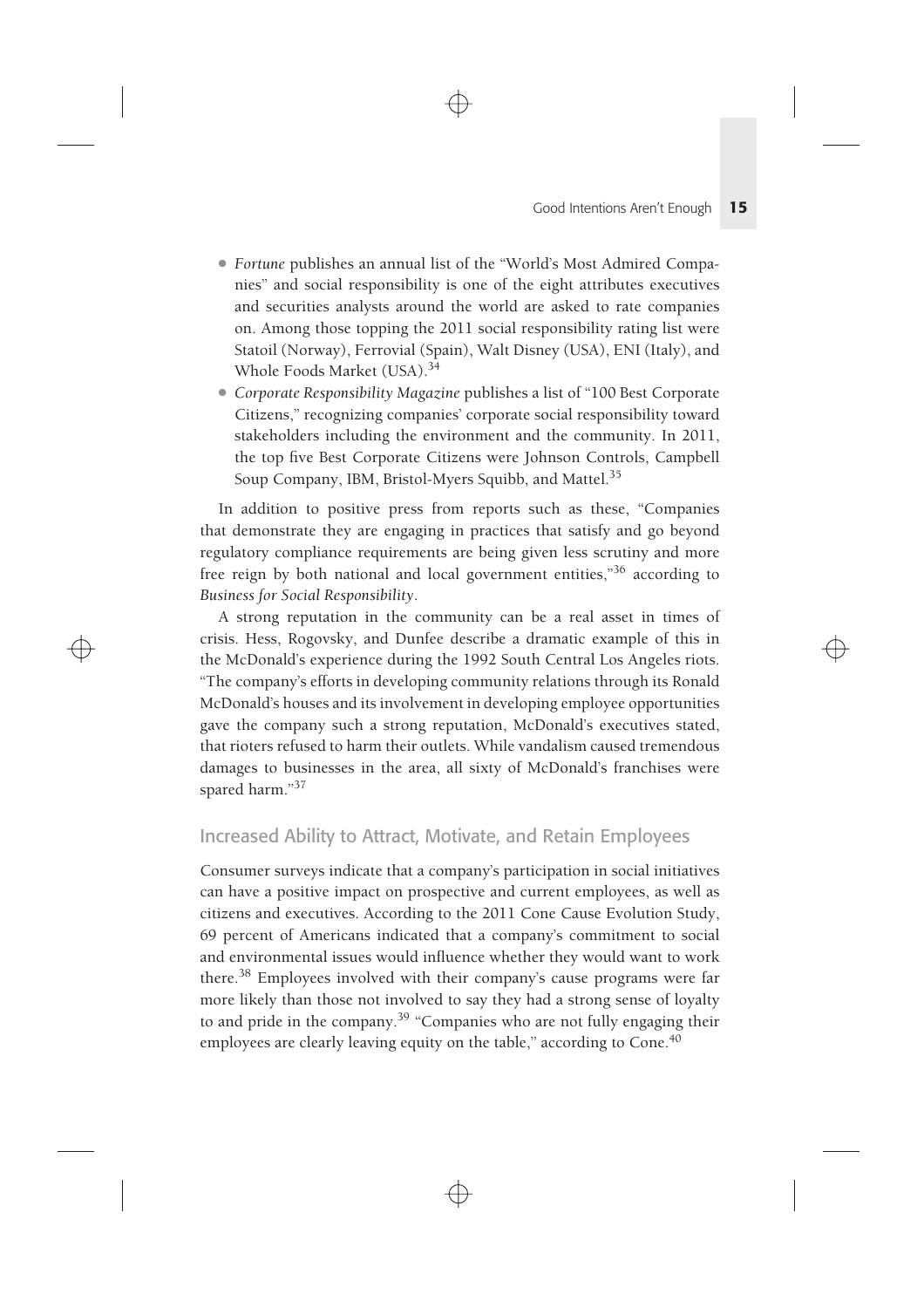- *Fortune* publishes an annual list of the "World's Most Admired Companies" and social responsibility is one of the eight attributes executives and securities analysts around the world are asked to rate companies on. Among those topping the 2011 social responsibility rating list were Statoil (Norway), Ferrovial (Spain), Walt Disney (USA), ENI (Italy), and Whole Foods Market (USA).[34]
- *Corporate Responsibility Magazine* publishes a list of "100 Best Corporate Citizens," recognizing companies' corporate social responsibility toward stakeholders including the environment and the community. In 2011, the top five Best Corporate Citizens were Johnson Controls, Campbell Soup Company, IBM, Bristol-Myers Squibb, and Mattel.[35]

In addition to positive press from reports such as these, "Companies that demonstrate they are engaging in practices that satisfy and go beyond regulatory compliance requirements are being given less scrutiny and more free reign by both national and local government entities,"[36] according to *Business for Social Responsibility*.

A strong reputation in the community can be a real asset in times of crisis. Hess, Rogovsky, and Dunfee describe a dramatic example of this in the McDonald's experience during the 1992 South Central Los Angeles riots. "The company's efforts in developing community relations through its Ronald McDonald's houses and its involvement in developing employee opportunities gave the company such a strong reputation, McDonald's executives stated, that rioters refused to harm their outlets. While vandalism caused tremendous damages to businesses in the area, all sixty of McDonald's franchises were spared harm."[37]

## Increased Ability to Attract, Motivate, and Retain Employees

Consumer surveys indicate that a company's participation in social initiatives can have a positive impact on prospective and current employees, as well as citizens and executives. According to the 2011 Cone Cause Evolution Study, 69 percent of Americans indicated that a company's commitment to social and environmental issues would influence whether they would want to work there.[38] Employees involved with their company's cause programs were far more likely than those not involved to say they had a strong sense of loyalty to and pride in the company.[39] "Companies who are not fully engaging their employees are clearly leaving equity on the table," according to Cone.[40]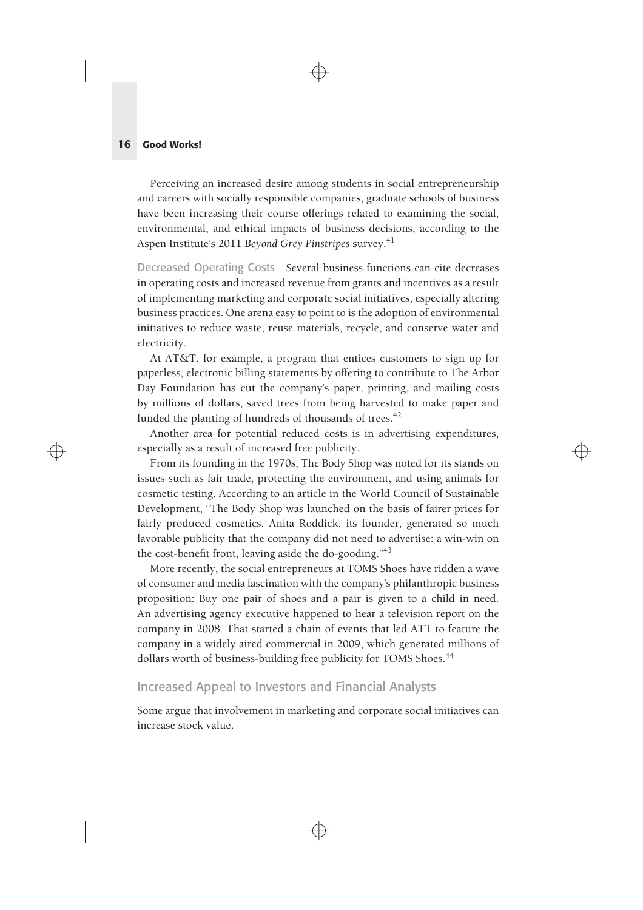Perceiving an increased desire among students in social entrepreneurship and careers with socially responsible companies, graduate schools of business have been increasing their course offerings related to examining the social, environmental, and ethical impacts of business decisions, according to the Aspen Institute's 2011 *Beyond Grey Pinstripes* survey.[41]

#### Decreased Operating Costs

Several business functions can cite decreases in operating costs and increased revenue from grants and incentives as a result of implementing marketing and corporate social initiatives, especially altering business practices. One arena easy to point to is the adoption of environmental initiatives to reduce waste, reuse materials, recycle, and conserve water and electricity.

At AT&T, for example, a program that entices customers to sign up for paperless, electronic billing statements by offering to contribute to The Arbor Day Foundation has cut the company's paper, printing, and mailing costs by millions of dollars, saved trees from being harvested to make paper and funded the planting of hundreds of thousands of trees.[42]

Another area for potential reduced costs is in advertising expenditures, especially as a result of increased free publicity.

From its founding in the 1970s, The Body Shop was noted for its stands on issues such as fair trade, protecting the environment, and using animals for cosmetic testing. According to an article in the World Council of Sustainable Development, "The Body Shop was launched on the basis of fairer prices for fairly produced cosmetics. Anita Roddick, its founder, generated so much favorable publicity that the company did not need to advertise: a win-win on the cost-benefit front, leaving aside the do-gooding."[43]

More recently, the social entrepreneurs at TOMS Shoes have ridden a wave of consumer and media fascination with the company's philanthropic business proposition: Buy one pair of shoes and a pair is given to a child in need. An advertising agency executive happened to hear a television report on the company in 2008. That started a chain of events that led ATT to feature the company in a widely aired commercial in 2009, which generated millions of dollars worth of business-building free publicity for TOMS Shoes.[44]

### Increased Appeal to Investors and Financial Analysts

Some argue that involvement in marketing and corporate social initiatives can increase stock value.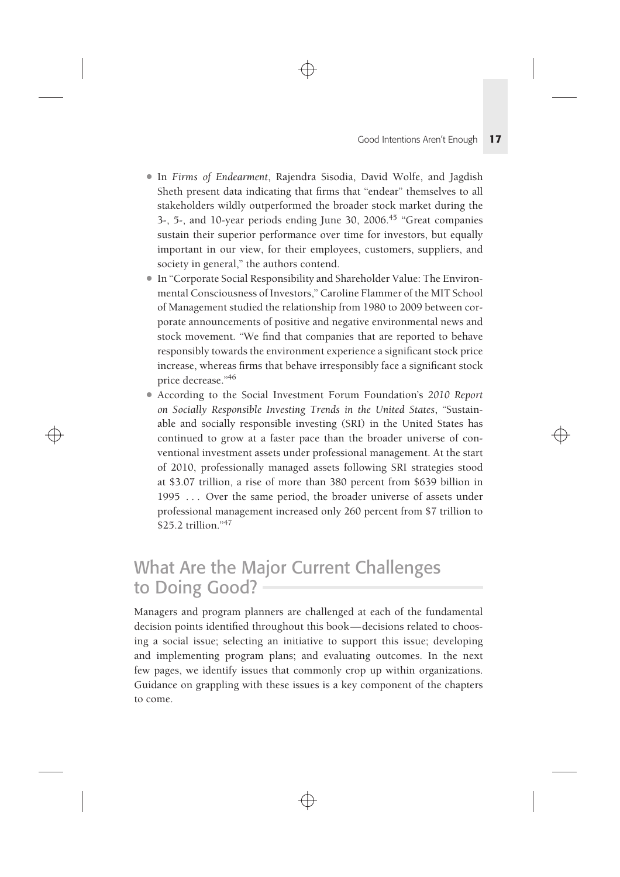- In *Firms of Endearment*, Rajendra Sisodia, David Wolfe, and Jagdish Sheth present data indicating that firms that "endear" themselves to all stakeholders wildly outperformed the broader stock market during the 3-, 5-, and 10-year periods ending June 30, 2006.[45] "Great companies sustain their superior performance over time for investors, but equally important in our view, for their employees, customers, suppliers, and society in general," the authors contend.
- In "Corporate Social Responsibility and Shareholder Value: The Environmental Consciousness of Investors," Caroline Flammer of the MIT School of Management studied the relationship from 1980 to 2009 between corporate announcements of positive and negative environmental news and stock movement. "We find that companies that are reported to behave responsibly towards the environment experience a significant stock price increase, whereas firms that behave irresponsibly face a significant stock price decrease."[46]
- According to the Social Investment Forum Foundation's *2010 Report on Socially Responsible Investing Trends in the United States*, "Sustainable and socially responsible investing (SRI) in the United States has continued to grow at a faster pace than the broader universe of conventional investment assets under professional management. At the start of 2010, professionally managed assets following SRI strategies stood at \$3.07 trillion, a rise of more than 380 percent from \$639 billion in 1995 . . . Over the same period, the broader universe of assets under professional management increased only 260 percent from \$7 trillion to \$25.2 trillion."[47]

## What Are the Major Current Challenges to Doing Good?

Managers and program planners are challenged at each of the fundamental decision points identified throughout this book—decisions related to choosing a social issue; selecting an initiative to support this issue; developing and implementing program plans; and evaluating outcomes. In the next few pages, we identify issues that commonly crop up within organizations. Guidance on grappling with these issues is a key component of the chapters to come.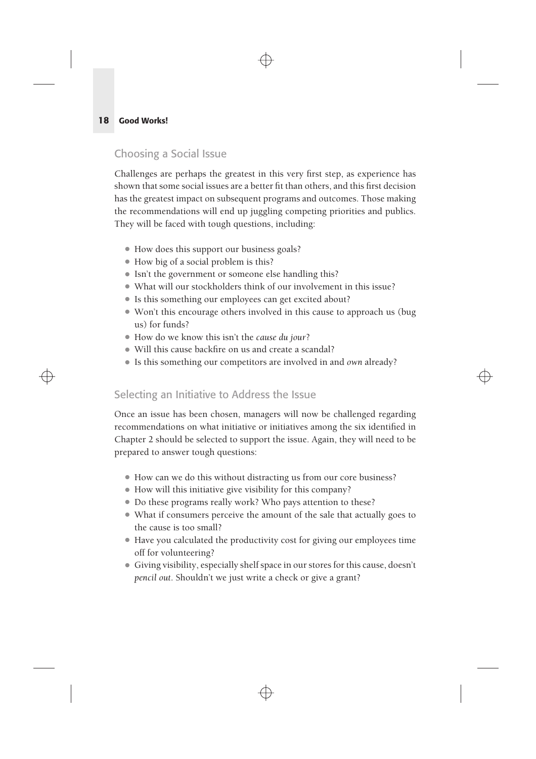## Choosing a Social Issue

Challenges are perhaps the greatest in this very first step, as experience has shown that some social issues are a better fit than others, and this first decision has the greatest impact on subsequent programs and outcomes. Those making the recommendations will end up juggling competing priorities and publics. They will be faced with tough questions, including:

- How does this support our business goals?
- How big of a social problem is this?
- Isn't the government or someone else handling this?
- What will our stockholders think of our involvement in this issue?
- Is this something our employees can get excited about?
- Won't this encourage others involved in this cause to approach us (bug us) for funds?
- How do we know this isn't the *cause du jour*?
- Will this cause backfire on us and create a scandal?
- Is this something our competitors are involved in and *own* already?

## Selecting an Initiative to Address the Issue

Once an issue has been chosen, managers will now be challenged regarding recommendations on what initiative or initiatives among the six identified in Chapter 2 should be selected to support the issue. Again, they will need to be prepared to answer tough questions:

- How can we do this without distracting us from our core business?
- How will this initiative give visibility for this company?
- Do these programs really work? Who pays attention to these?
- What if consumers perceive the amount of the sale that actually goes to the cause is too small?
- Have you calculated the productivity cost for giving our employees time off for volunteering?
- Giving visibility, especially shelf space in our stores for this cause, doesn't *pencil out*. Shouldn't we just write a check or give a grant?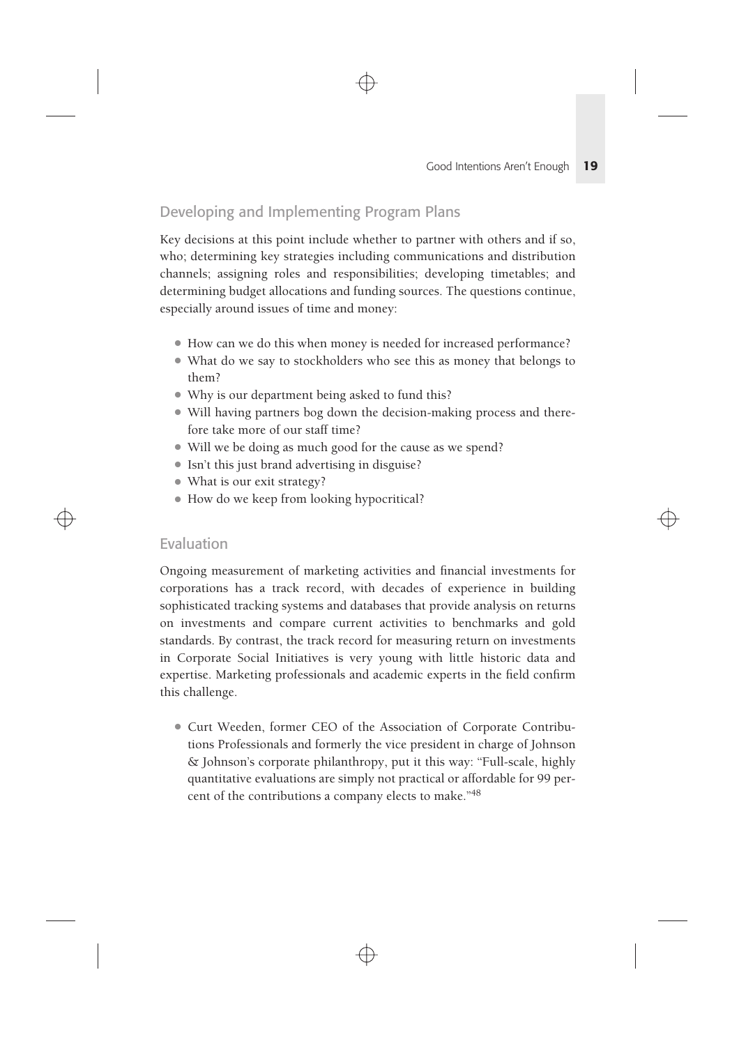## Developing and Implementing Program Plans

Key decisions at this point include whether to partner with others and if so, who; determining key strategies including communications and distribution channels; assigning roles and responsibilities; developing timetables; and determining budget allocations and funding sources. The questions continue, especially around issues of time and money:

- How can we do this when money is needed for increased performance?
- What do we say to stockholders who see this as money that belongs to them?
- Why is our department being asked to fund this?
- Will having partners bog down the decision-making process and therefore take more of our staff time?
- Will we be doing as much good for the cause as we spend?
- Isn't this just brand advertising in disguise?
- What is our exit strategy?
- How do we keep from looking hypocritical?

## Evaluation

Ongoing measurement of marketing activities and financial investments for corporations has a track record, with decades of experience in building sophisticated tracking systems and databases that provide analysis on returns on investments and compare current activities to benchmarks and gold standards. By contrast, the track record for measuring return on investments in Corporate Social Initiatives is very young with little historic data and expertise. Marketing professionals and academic experts in the field confirm this challenge.

- Curt Weeden, former CEO of the Association of Corporate Contributions Professionals and formerly the vice president in charge of Johnson & Johnson's corporate philanthropy, put it this way: "Full-scale, highly quantitative evaluations are simply not practical or affordable for 99 percent of the contributions a company elects to make."[48]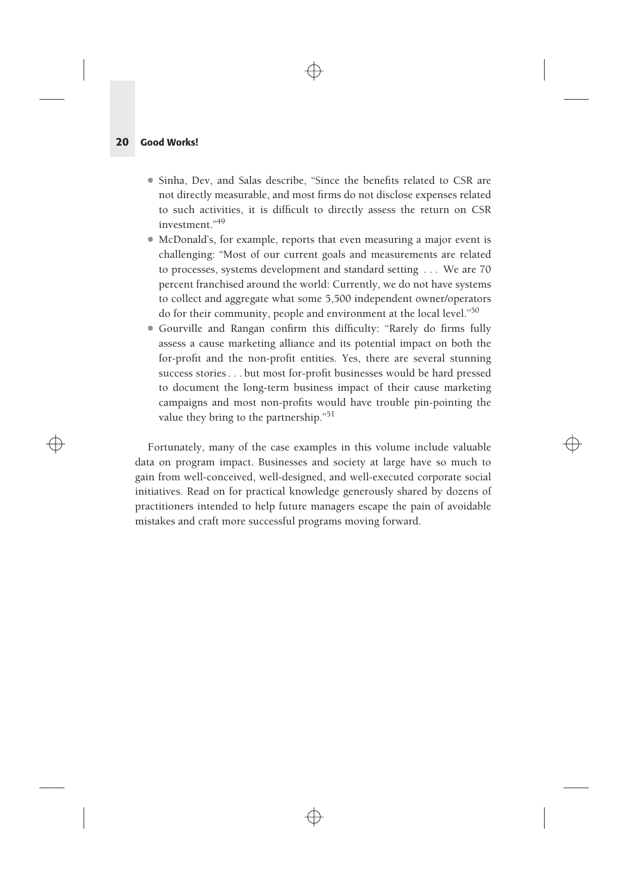- Sinha, Dev, and Salas describe, "Since the benefits related to CSR are not directly measurable, and most firms do not disclose expenses related to such activities, it is difficult to directly assess the return on CSR investment."[49]
- McDonald's, for example, reports that even measuring a major event is challenging: "Most of our current goals and measurements are related to processes, systems development and standard setting . . . We are 70 percent franchised around the world: Currently, we do not have systems to collect and aggregate what some 5,500 independent owner/operators do for their community, people and environment at the local level."[50]
- Gourville and Rangan confirm this difficulty: "Rarely do firms fully assess a cause marketing alliance and its potential impact on both the for-profit and the non-profit entities. Yes, there are several stunning success stories . . . but most for-profit businesses would be hard pressed to document the long-term business impact of their cause marketing campaigns and most non-profits would have trouble pin-pointing the value they bring to the partnership."[51]

Fortunately, many of the case examples in this volume include valuable data on program impact. Businesses and society at large have so much to gain from well-conceived, well-designed, and well-executed corporate social initiatives. Read on for practical knowledge generously shared by dozens of practitioners intended to help future managers escape the pain of avoidable mistakes and craft more successful programs moving forward.